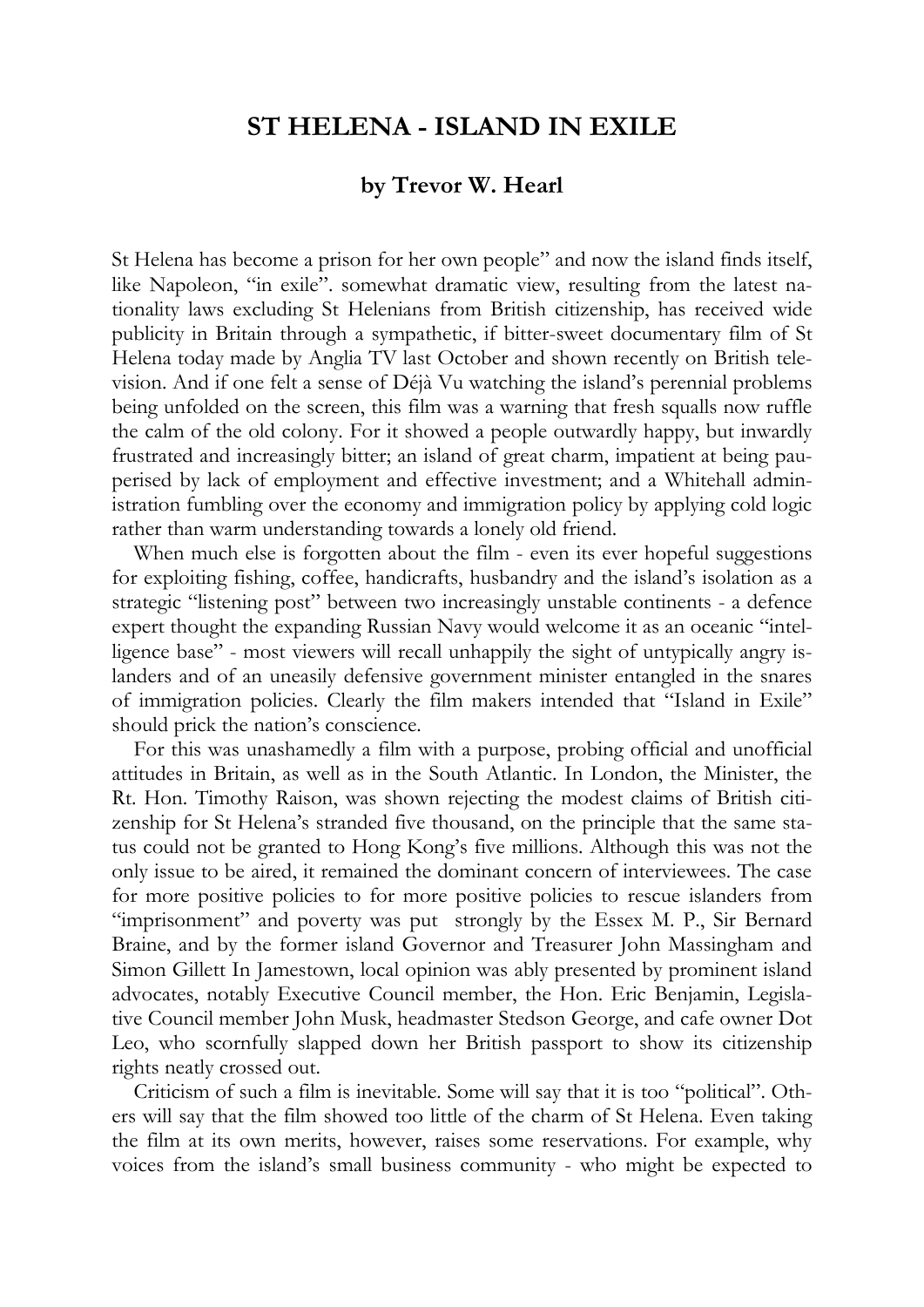# ST HELENA - ISLAND IN EXILE

### by Trevor W. Hearl

St Helena has become a prison for her own people" and now the island finds itself, like Napoleon, "in exile". somewhat dramatic view, resulting from the latest nationality laws excluding St Helenians from British citizenship, has received wide publicity in Britain through a sympathetic, if bitter-sweet documentary film of St Helena today made by Anglia TV last October and shown recently on British television. And if one felt a sense of Déjà Vu watching the island's perennial problems being unfolded on the screen, this film was a warning that fresh squalls now ruffle the calm of the old colony. For it showed a people outwardly happy, but inwardly frustrated and increasingly bitter; an island of great charm, impatient at being pauperised by lack of employment and effective investment; and a Whitehall administration fumbling over the economy and immigration policy by applying cold logic rather than warm understanding towards a lonely old friend.

When much else is forgotten about the film - even its ever hopeful suggestions for exploiting fishing, coffee, handicrafts, husbandry and the island's isolation as a strategic "listening post" between two increasingly unstable continents - a defence expert thought the expanding Russian Navy would welcome it as an oceanic "intelligence base" - most viewers will recall unhappily the sight of untypically angry islanders and of an uneasily defensive government minister entangled in the snares of immigration policies. Clearly the film makers intended that "Island in Exile" should prick the nation's conscience.

For this was unashamedly a film with a purpose, probing official and unofficial attitudes in Britain, as well as in the South Atlantic. In London, the Minister, the Rt. Hon. Timothy Raison, was shown rejecting the modest claims of British citizenship for St Helena's stranded five thousand, on the principle that the same status could not be granted to Hong Kong's five millions. Although this was not the only issue to be aired, it remained the dominant concern of interviewees. The case for more positive policies to for more positive policies to rescue islanders from "imprisonment" and poverty was put strongly by the Essex M. P., Sir Bernard Braine, and by the former island Governor and Treasurer John Massingham and Simon Gillett In Jamestown, local opinion was ably presented by prominent island advocates, notably Executive Council member, the Hon. Eric Benjamin, Legislative Council member John Musk, headmaster Stedson George, and cafe owner Dot Leo, who scornfully slapped down her British passport to show its citizenship rights neatly crossed out.

Criticism of such a film is inevitable. Some will say that it is too "political". Others will say that the film showed too little of the charm of St Helena. Even taking the film at its own merits, however, raises some reservations. For example, why voices from the island's small business community - who might be expected to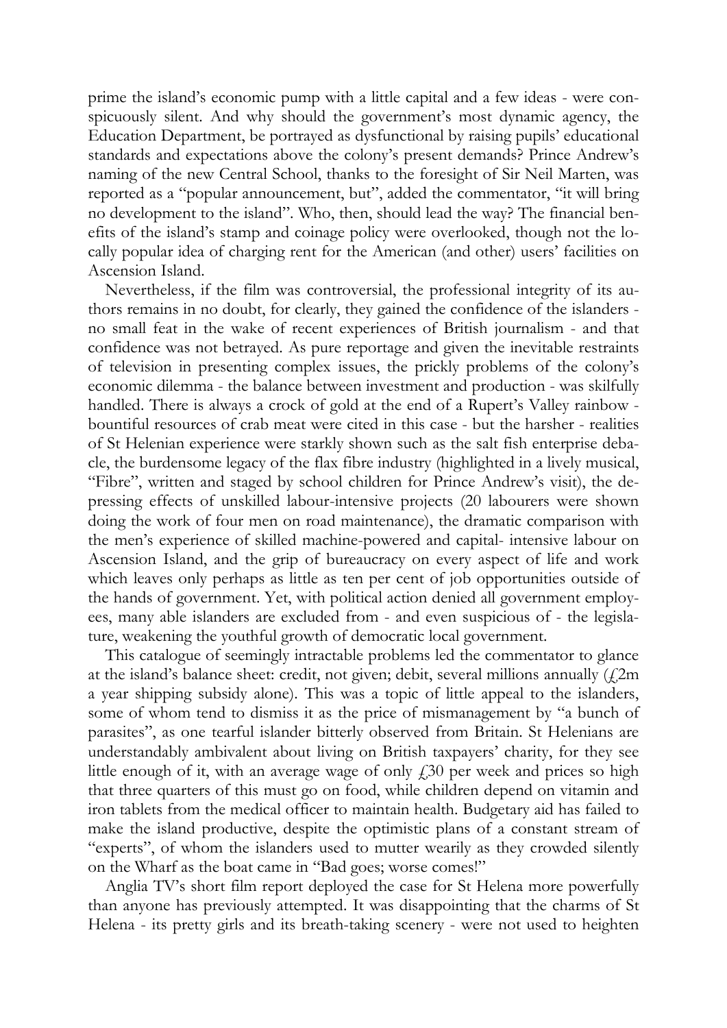prime the island's economic pump with a little capital and a few ideas - were conspicuously silent. And why should the government's most dynamic agency, the Education Department, be portrayed as dysfunctional by raising pupils' educational standards and expectations above the colony's present demands? Prince Andrew's naming of the new Central School, thanks to the foresight of Sir Neil Marten, was reported as a "popular announcement, but", added the commentator, "it will bring no development to the island". Who, then, should lead the way? The financial benefits of the island's stamp and coinage policy were overlooked, though not the locally popular idea of charging rent for the American (and other) users' facilities on Ascension Island.

Nevertheless, if the film was controversial, the professional integrity of its authors remains in no doubt, for clearly, they gained the confidence of the islanders - no small feat in the wake of recent experiences of British journalism - and that confidence was not betrayed. As pure reportage and given the inevitable restraints of television in presenting complex issues, the prickly problems of the colony's economic dilemma - the balance between investment and production - was skilfully handled. There is always a crock of gold at the end of a Rupert's Valley rainbow - bountiful resources of crab meat were cited in this case - but the harsher - realities of St Helenian experience were starkly shown such as the salt fish enterprise debacle, the burdensome legacy of the flax fibre industry (highlighted in a lively musical, "Fibre", written and staged by school children for Prince Andrew's visit), the depressing effects of unskilled labour-intensive projects (20 labourers were shown doing the work of four men on road maintenance), the dramatic comparison with the men's experience of skilled machine-powered and capital- intensive labour on Ascension Island, and the grip of bureaucracy on every aspect of life and work which leaves only perhaps as little as ten per cent of job opportunities outside of the hands of government. Yet, with political action denied all government employees, many able islanders are excluded from - and even suspicious of - the legislature, weakening the youthful growth of democratic local government.

This catalogue of seemingly intractable problems led the commentator to glance at the island's balance sheet: credit, not given; debit, several millions annually (£2m a year shipping subsidy alone). This was a topic of little appeal to the islanders, some of whom tend to dismiss it as the price of mismanagement by "a bunch of parasites", as one tearful islander bitterly observed from Britain. St Helenians are understandably ambivalent about living on British taxpayers' charity, for they see little enough of it, with an average wage of only £30 per week and prices so high that three quarters of this must go on food, while children depend on vitamin and iron tablets from the medical officer to maintain health. Budgetary aid has failed to make the island productive, despite the optimistic plans of a constant stream of "experts", of whom the islanders used to mutter wearily as they crowded silently on the Wharf as the boat came in "Bad goes; worse comes!"

Anglia TV's short film report deployed the case for St Helena more powerfully than anyone has previously attempted. It was disappointing that the charms of St Helena - its pretty girls and its breath-taking scenery - were not used to heighten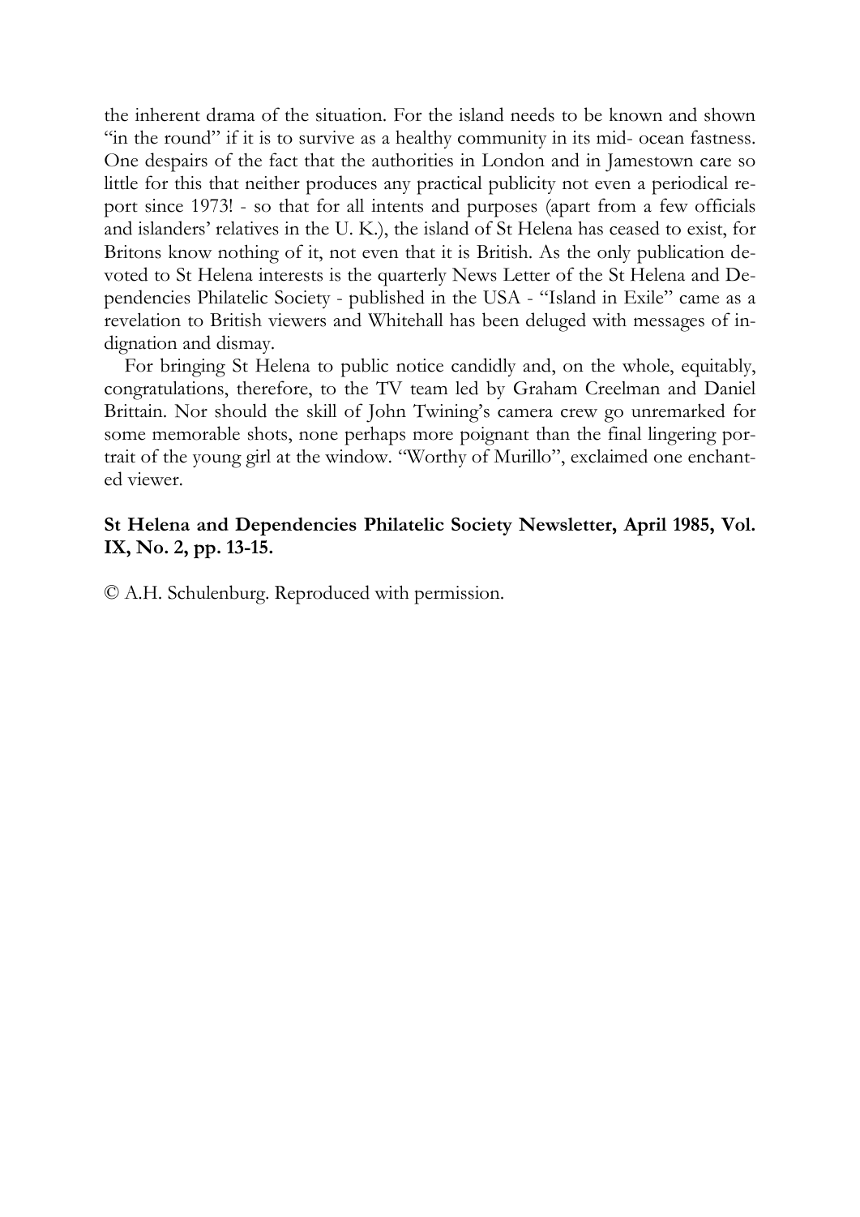the inherent drama of the situation. For the island needs to be known and shown "in the round" if it is to survive as a healthy community in its mid- ocean fastness. One despairs of the fact that the authorities in London and in Jamestown care so little for this that neither produces any practical publicity not even a periodical report since 1973! - so that for all intents and purposes (apart from a few officials and islanders' relatives in the U. K.), the island of St Helena has ceased to exist, for Britons know nothing of it, not even that it is British. As the only publication devoted to St Helena interests is the quarterly News Letter of the St Helena and Dependencies Philatelic Society - published in the USA - "Island in Exile" came as a revelation to British viewers and Whitehall has been deluged with messages of indignation and dismay.

For bringing St Helena to public notice candidly and, on the whole, equitably, congratulations, therefore, to the TV team led by Graham Creelman and Daniel Brittain. Nor should the skill of John Twining's camera crew go unremarked for some memorable shots, none perhaps more poignant than the final lingering portrait of the young girl at the window. "Worthy of Murillo", exclaimed one enchanted viewer.

**St Helena and Dependencies Philatelic Society Newsletter, April 1985, Vol. IX, No. 2, pp. 13-15.**

© A.H. Schulenburg. Reproduced with permission.